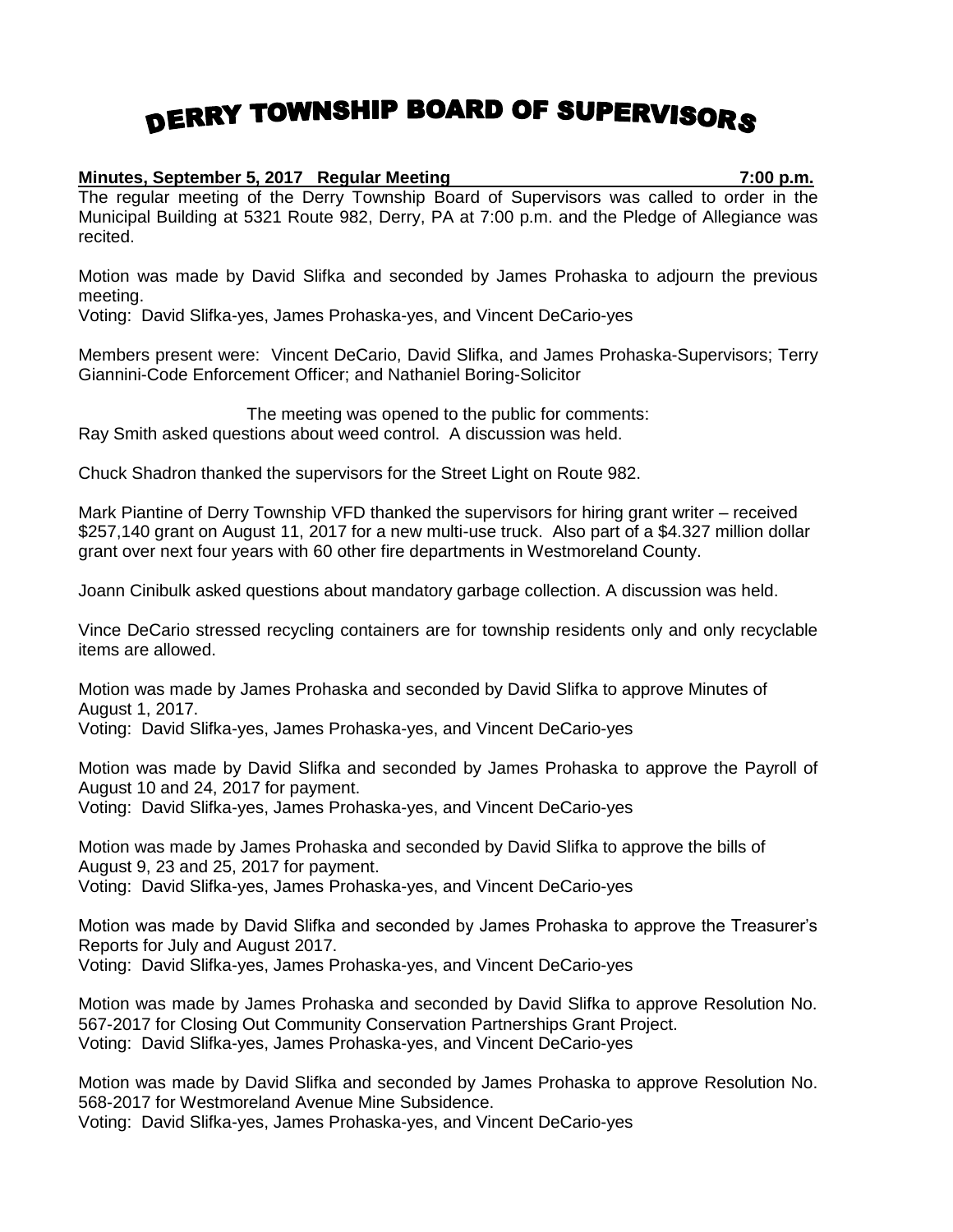# DERRY TOWNSHIP BOARD OF SUPERVISORS

**Minutes, September 5, 2017 Regular Meeting 7:00 p.m.**

The regular meeting of the Derry Township Board of Supervisors was called to order in the Municipal Building at 5321 Route 982, Derry, PA at 7:00 p.m. and the Pledge of Allegiance was recited.

Motion was made by David Slifka and seconded by James Prohaska to adjourn the previous meeting.
Voting: David Slifka-yes, James Prohaska-yes, and Vincent DeCario-yes

Members present were: Vincent DeCario, David Slifka, and James Prohaska-Supervisors; Terry Giannini-Code Enforcement Officer; and Nathaniel Boring-Solicitor

The meeting was opened to the public for comments:
Ray Smith asked questions about weed control. A discussion was held.

Chuck Shadron thanked the supervisors for the Street Light on Route 982.

Mark Piantine of Derry Township VFD thanked the supervisors for hiring grant writer – received $257,140 grant on August 11, 2017 for a new multi-use truck. Also part of a $4.327 million dollar grant over next four years with 60 other fire departments in Westmoreland County.

Joann Cinibulk asked questions about mandatory garbage collection. A discussion was held.

Vince DeCario stressed recycling containers are for township residents only and only recyclable items are allowed.

Motion was made by James Prohaska and seconded by David Slifka to approve Minutes of August 1, 2017.
Voting: David Slifka-yes, James Prohaska-yes, and Vincent DeCario-yes

Motion was made by David Slifka and seconded by James Prohaska to approve the Payroll of August 10 and 24, 2017 for payment.
Voting: David Slifka-yes, James Prohaska-yes, and Vincent DeCario-yes

Motion was made by James Prohaska and seconded by David Slifka to approve the bills of August 9, 23 and 25, 2017 for payment.
Voting: David Slifka-yes, James Prohaska-yes, and Vincent DeCario-yes

Motion was made by David Slifka and seconded by James Prohaska to approve the Treasurer's Reports for July and August 2017.
Voting: David Slifka-yes, James Prohaska-yes, and Vincent DeCario-yes

Motion was made by James Prohaska and seconded by David Slifka to approve Resolution No. 567-2017 for Closing Out Community Conservation Partnerships Grant Project.
Voting: David Slifka-yes, James Prohaska-yes, and Vincent DeCario-yes

Motion was made by David Slifka and seconded by James Prohaska to approve Resolution No. 568-2017 for Westmoreland Avenue Mine Subsidence.
Voting: David Slifka-yes, James Prohaska-yes, and Vincent DeCario-yes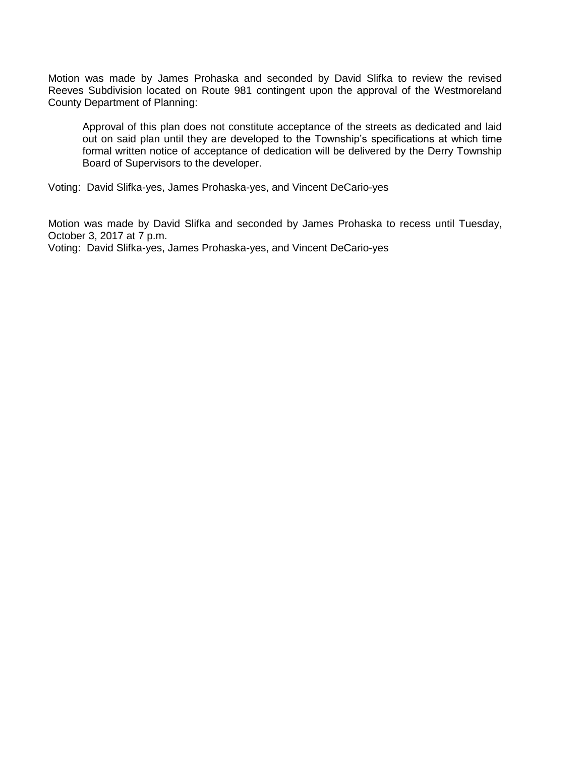Motion was made by James Prohaska and seconded by David Slifka to review the revised Reeves Subdivision located on Route 981 contingent upon the approval of the Westmoreland County Department of Planning:

> Approval of this plan does not constitute acceptance of the streets as dedicated and laid out on said plan until they are developed to the Township's specifications at which time formal written notice of acceptance of dedication will be delivered by the Derry Township Board of Supervisors to the developer.

Voting: David Slifka-yes, James Prohaska-yes, and Vincent DeCario-yes

Motion was made by David Slifka and seconded by James Prohaska to recess until Tuesday, October 3, 2017 at 7 p.m.
Voting: David Slifka-yes, James Prohaska-yes, and Vincent DeCario-yes